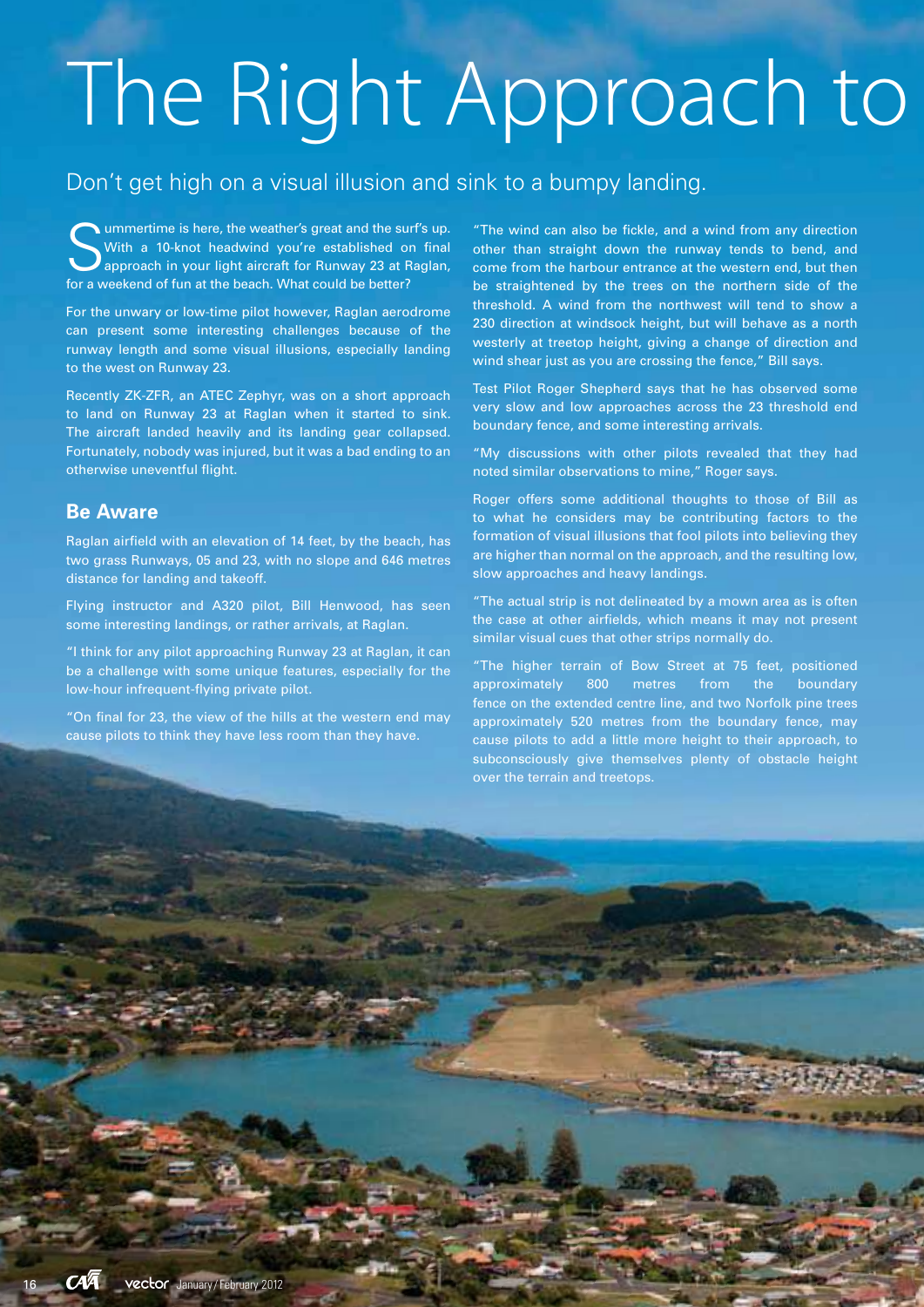# The Right Approach to

Don't get high on a visual illusion and sink to a bumpy landing.

Summertime is here, the weather's great and the surf's up. With a 10-knot headwind you're established on final approach in your light aircraft for Runway 23 at Raglan, for a weekend of fun at the beach. What could be better?

For the unwary or low-time pilot however, Raglan aerodrome can present some interesting challenges because of the runway length and some visual illusions, especially landing to the west on Runway 23.

Recently ZK-ZFR, an ATEC Zephyr, was on a short approach to land on Runway 23 at Raglan when it started to sink. The aircraft landed heavily and its landing gear collapsed. Fortunately, nobody was injured, but it was a bad ending to an otherwise uneventful flight.

## Be Aware

Raglan airfield with an elevation of 14 feet, by the beach, has two grass Runways, 05 and 23, with no slope and 646 metres distance for landing and takeoff.

Flying instructor and A320 pilot, Bill Henwood, has seen some interesting landings, or rather arrivals, at Raglan.

"I think for any pilot approaching Runway 23 at Raglan, it can be a challenge with some unique features, especially for the low-hour infrequent-flying private pilot.

"On final for 23, the view of the hills at the western end may cause pilots to think they have less room than they have.

"The wind can also be fickle, and a wind from any direction other than straight down the runway tends to bend, and come from the harbour entrance at the western end, but then be straightened by the trees on the northern side of the threshold. A wind from the northwest will tend to show a 230 direction at windsock height, but will behave as a north westerly at treetop height, giving a change of direction and wind shear just as you are crossing the fence," Bill says.

Test Pilot Roger Shepherd says that he has observed some very slow and low approaches across the 23 threshold end boundary fence, and some interesting arrivals.

"My discussions with other pilots revealed that they had noted similar observations to mine," Roger says.

Roger offers some additional thoughts to those of Bill as to what he considers may be contributing factors to the formation of visual illusions that fool pilots into believing they are higher than normal on the approach, and the resulting low, slow approaches and heavy landings.

"The actual strip is not delineated by a mown area as is often the case at other airfields, which means it may not present similar visual cues that other strips normally do.

"The higher terrain of Bow Street at 75 feet, positioned approximately 800 metres from the boundary fence on the extended centre line, and two Norfolk pine trees approximately 520 metres from the boundary fence, may cause pilots to add a little more height to their approach, to subconsciously give themselves plenty of obstacle height over the terrain and treetops.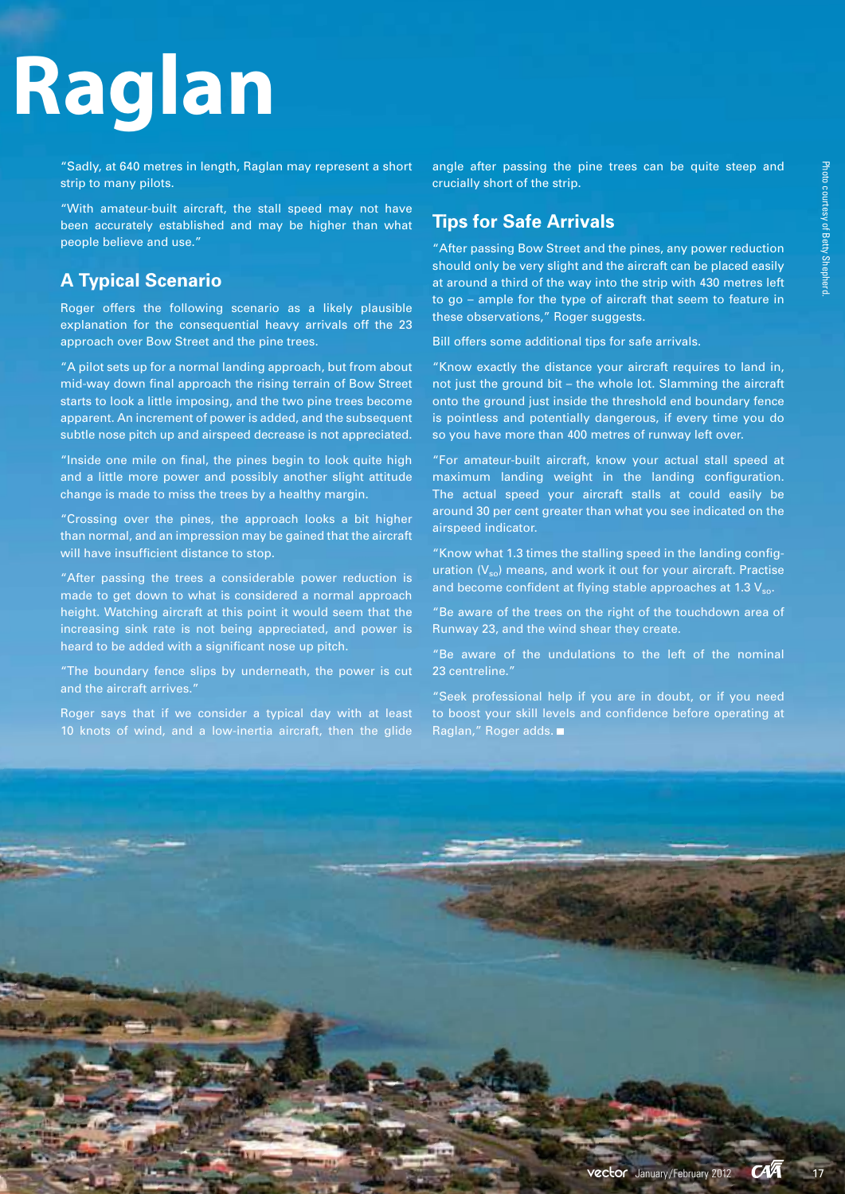# Raglan

"Sadly, at 640 metres in length, Raglan may represent a short strip to many pilots.

"With amateur-built aircraft, the stall speed may not have been accurately established and may be higher than what people believe and use."

## A Typical Scenario

Roger offers the following scenario as a likely plausible explanation for the consequential heavy arrivals off the 23 approach over Bow Street and the pine trees.

"A pilot sets up for a normal landing approach, but from about mid-way down final approach the rising terrain of Bow Street starts to look a little imposing, and the two pine trees become apparent. An increment of power is added, and the subsequent subtle nose pitch up and airspeed decrease is not appreciated.

"Inside one mile on final, the pines begin to look quite high and a little more power and possibly another slight attitude change is made to miss the trees by a healthy margin.

"Crossing over the pines, the approach looks a bit higher than normal, and an impression may be gained that the aircraft will have insufficient distance to stop.

"After passing the trees a considerable power reduction is made to get down to what is considered a normal approach height. Watching aircraft at this point it would seem that the increasing sink rate is not being appreciated, and power is heard to be added with a significant nose up pitch.

"The boundary fence slips by underneath, the power is cut and the aircraft arrives."

Roger says that if we consider a typical day with at least 10 knots of wind, and a low-inertia aircraft, then the glide angle after passing the pine trees can be quite steep and crucially short of the strip.

## Tips for Safe Arrivals

"After passing Bow Street and the pines, any power reduction should only be very slight and the aircraft can be placed easily at around a third of the way into the strip with 430 metres left to go – ample for the type of aircraft that seem to feature in these observations," Roger suggests.

Bill offers some additional tips for safe arrivals.

"Know exactly the distance your aircraft requires to land in, not just the ground bit – the whole lot. Slamming the aircraft onto the ground just inside the threshold end boundary fence is pointless and potentially dangerous, if every time you do so you have more than 400 metres of runway left over.

"For amateur-built aircraft, know your actual stall speed at maximum landing weight in the landing configuration. The actual speed your aircraft stalls at could easily be around 30 per cent greater than what you see indicated on the airspeed indicator.

"Know what 1.3 times the stalling speed in the landing configuration ($V_{so}$) means, and work it out for your aircraft. Practise and become confident at flying stable approaches at 1.3 $V_{so}$.

"Be aware of the trees on the right of the touchdown area of Runway 23, and the wind shear they create.

"Be aware of the undulations to the left of the nominal 23 centreline."

"Seek professional help if you are in doubt, or if you need to boost your skill levels and confidence before operating at Raglan," Roger adds. ■

Photo courtesy of Betty Shepherd.